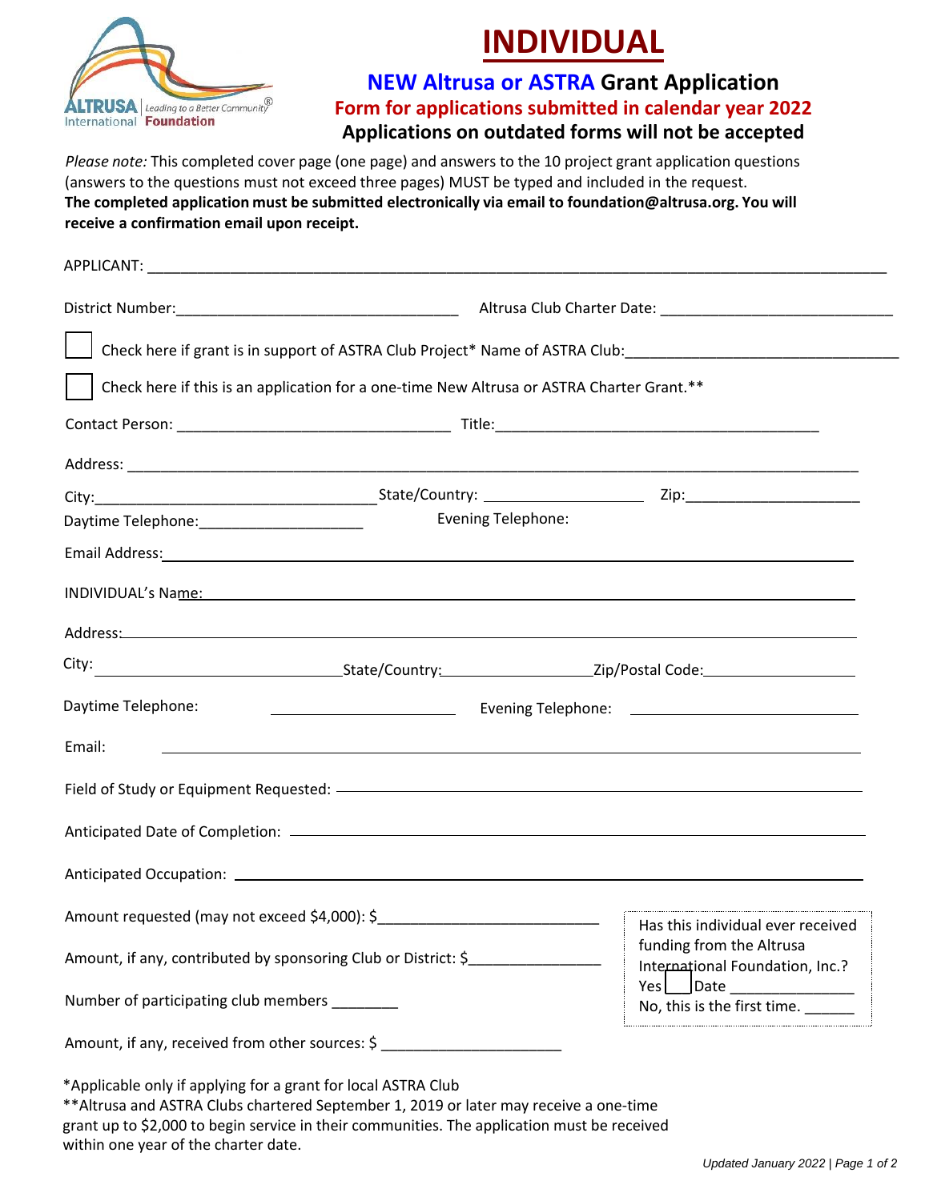# INDIVIDUAL

## NEW Altrusa or ASTRA Grant Application

### Form for applications submitted in calendar year 2022

### Applications on outdated forms will not be accepted

*Please note:* This completed cover page (one page) and answers to the 10 project grant application questions (answers to the questions must not exceed three pages) MUST be typed and included in the request.
**The completed application must be submitted electronically via email to foundation@altrusa.org. You will receive a confirmation email upon receipt.**

APPLICANT: ____________________________________________

District Number: ______________________ Altrusa Club Charter Date: ______________________

☐ Check here if grant is in support of ASTRA Club Project* Name of ASTRA Club: ______________________

☐ Check here if this is an application for a one-time New Altrusa or ASTRA Charter Grant.**

Contact Person: ______________________ Title: ______________________

Address: ____________________________________________

City: ______________________ State/Country: ______________ Zip: ______________

Daytime Telephone: ______________ Evening Telephone:

Email Address: ____________________________________________

INDIVIDUAL's Name: ____________________________________________

Address: ____________________________________________

City: ______________________ State/Country: ______________ Zip/Postal Code: ______________

Daytime Telephone: ______________ Evening Telephone: ______________

Email: ____________________________________________

Field of Study or Equipment Requested: ____________________________________________

Anticipated Date of Completion: ____________________________________________

Anticipated Occupation: ____________________________________________

Amount requested (may not exceed $4,000): $______________________

Amount, if any, contributed by sponsoring Club or District: $______________

Number of participating club members ________

Amount, if any, received from other sources: $ ______________

Has this individual ever received funding from the Altrusa International Foundation, Inc.?
Yes ☐ Date ______________
No, this is the first time. ______

*Applicable only if applying for a grant for local ASTRA Club
**Altrusa and ASTRA Clubs chartered September 1, 2019 or later may receive a one-time grant up to $2,000 to begin service in their communities. The application must be received within one year of the charter date.

Updated January 2022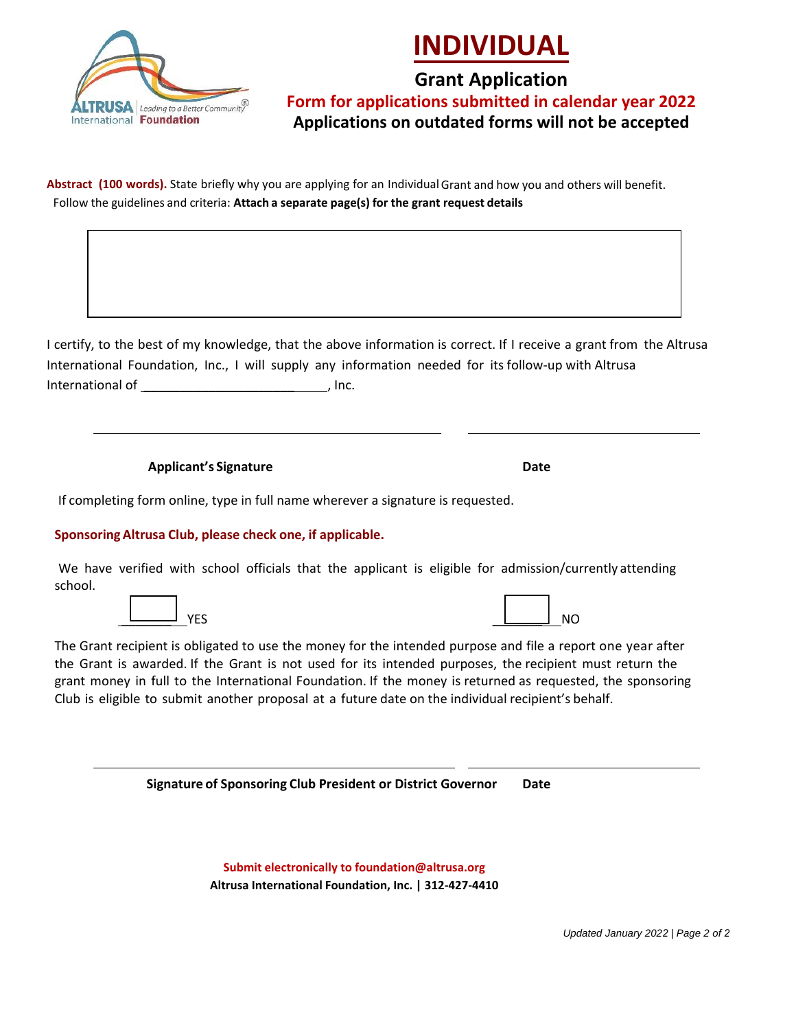# INDIVIDUAL

## Grant Application

**Form for applications submitted in calendar year 2022**

**Applications on outdated forms will not be accepted**

**Abstract (100 words).** State briefly why you are applying for an Individual Grant and how you and others will benefit. Follow the guidelines and criteria: **Attach a separate page(s) for the grant request details**

I certify, to the best of my knowledge, that the above information is correct. If I receive a grant from the Altrusa International Foundation, Inc., I will supply any information needed for its follow-up with Altrusa International of ___________________________, Inc.

_______________________________ _______________________

**Applicant's Signature** **Date**

If completing form online, type in full name wherever a signature is requested.

**Sponsoring Altrusa Club, please check one, if applicable.**

We have verified with school officials that the applicant is eligible for admission/currently attending school.

☐ YES ☐ NO

The Grant recipient is obligated to use the money for the intended purpose and file a report one year after the Grant is awarded. If the Grant is not used for its intended purposes, the recipient must return the grant money in full to the International Foundation. If the money is returned as requested, the sponsoring Club is eligible to submit another proposal at a future date on the individual recipient's behalf.

_______________________________ _______________________

**Signature of Sponsoring Club President or District Governor** **Date**

**Submit electronically to foundation@altrusa.org**

**Altrusa International Foundation, Inc. | 312-427-4410**

*Updated January 2022*